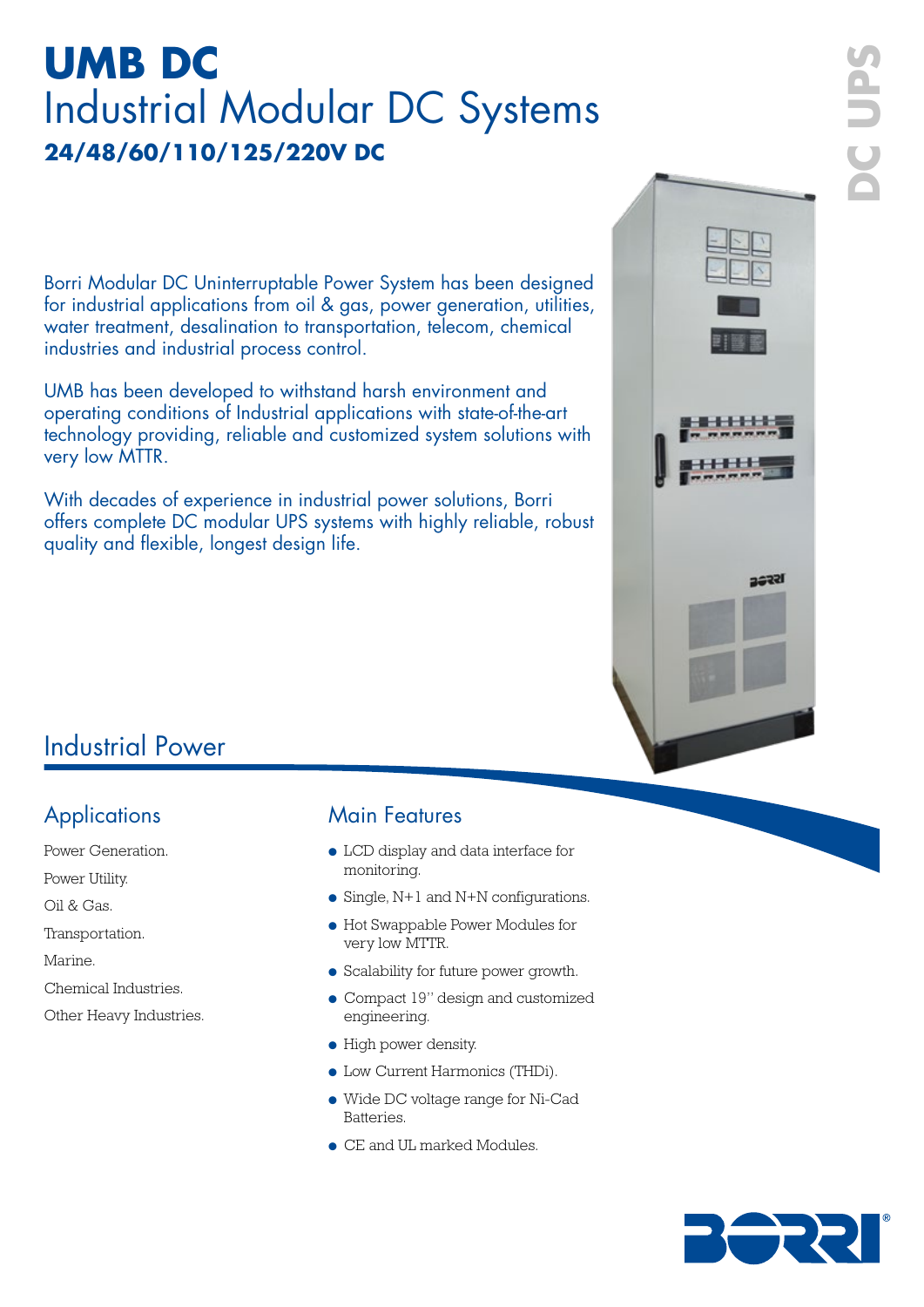# UMB DC

## Industrial Modular DC Systems

**24/48/60/110/125/220V DC**

DC UPS

Borri Modular DC Uninterruptable Power System has been designed for industrial applications from oil & gas, power generation, utilities, water treatment, desalination to transportation, telecom, chemical industries and industrial process control.

UMB has been developed to withstand harsh environment and operating conditions of Industrial applications with state-of-the-art technology providing, reliable and customized system solutions with very low MTTR.

With decades of experience in industrial power solutions, Borri offers complete DC modular UPS systems with highly reliable, robust quality and flexible, longest design life.

## Industrial Power

### Applications

Power Generation.

Power Utility.

Oil & Gas.

Transportation.

Marine.

Chemical Industries.

Other Heavy Industries.

### Main Features

- LCD display and data interface for monitoring.
- Single, N+1 and N+N configurations.
- Hot Swappable Power Modules for very low MTTR.
- Scalability for future power growth.
- Compact 19'' design and customized engineering.
- High power density.
- Low Current Harmonics (THDi).
- Wide DC voltage range for Ni-Cad Batteries.
- CE and UL marked Modules.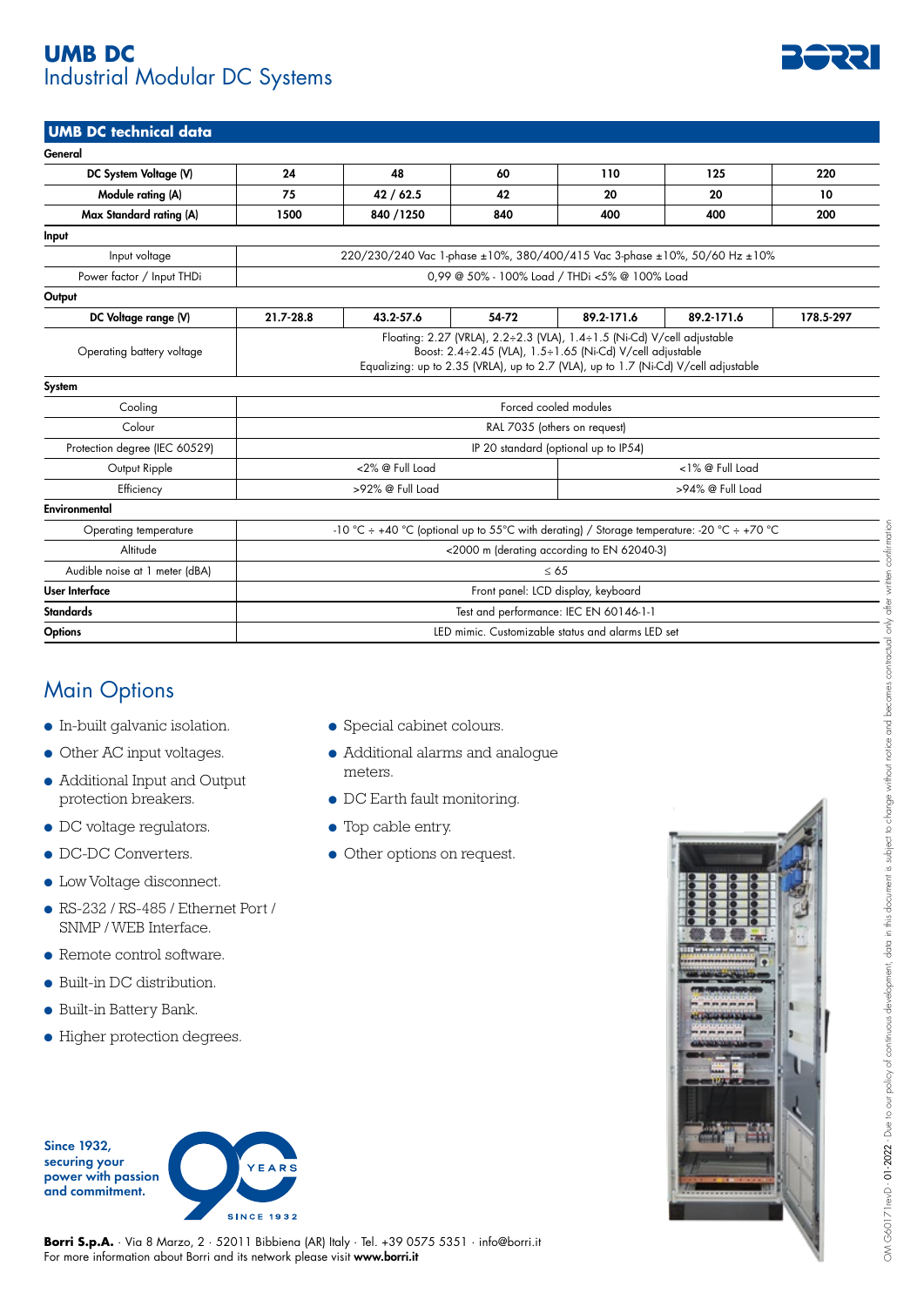# UMB DC
## Industrial Modular DC Systems

### UMB DC technical data

| General | | | | | | |
|---|---|---|---|---|---|---|
| DC System Voltage (V) | 24 | 48 | 60 | 110 | 125 | 220 |
| Module rating (A) | 75 | 42 / 62.5 | 42 | 20 | 20 | 10 |
| Max Standard rating (A) | 1500 | 840 /1250 | 840 | 400 | 400 | 200 |
| **Input** | | | | | | |
| Input voltage | 220/230/240 Vac 1-phase ±10%, 380/400/415 Vac 3-phase ±10%, 50/60 Hz ±10% | | | | | |
| Power factor / Input THDi | 0,99 @ 50% - 100% Load / THDi <5% @ 100% Load | | | | | |
| **Output** | | | | | | |
| DC Voltage range (V) | 21.7-28.8 | 43.2-57.6 | 54-72 | 89.2-171.6 | 89.2-171.6 | 178.5-297 |
| Operating battery voltage | Floating: 2.27 (VRLA), 2.2÷2.3 (VLA), 1.4÷1.5 (Ni-Cd) V/cell adjustable<br>Boost: 2.4÷2.45 (VLA), 1.5÷1.65 (Ni-Cd) V/cell adjustable<br>Equalizing: up to 2.35 (VRLA), up to 2.7 (VLA), up to 1.7 (Ni-Cd) V/cell adjustable | | | | | |
| **System** | | | | | | |
| Cooling | Forced cooled modules | | | | | |
| Colour | RAL 7035 (others on request) | | | | | |
| Protection degree (IEC 60529) | IP 20 standard (optional up to IP54) | | | | | |
| Output Ripple | <2% @ Full Load | | | <1% @ Full Load | | |
| Efficiency | >92% @ Full Load | | | >94% @ Full Load | | |
| **Environmental** | | | | | | |
| Operating temperature | -10 °C ÷ +40 °C (optional up to 55°C with derating) / Storage temperature: -20 °C ÷ +70 °C | | | | | |
| Altitude | <2000 m (derating according to EN 62040-3) | | | | | |
| Audible noise at 1 meter (dBA) | ≤ 65 | | | | | |
| **User Interface** | Front panel: LCD display, keyboard | | | | | |
| **Standards** | Test and performance: IEC EN 60146-1-1 | | | | | |
| **Options** | LED mimic. Customizable status and alarms LED set | | | | | |

## Main Options

- In-built galvanic isolation.
- Other AC input voltages.
- Additional Input and Output protection breakers.
- DC voltage regulators.
- DC-DC Converters.
- Low Voltage disconnect.
- RS-232 / RS-485 / Ethernet Port / SNMP / WEB Interface.
- Remote control software.
- Built-in DC distribution.
- Built-in Battery Bank.
- Higher protection degrees.
- Special cabinet colours.
- Additional alarms and analogue meters.
- DC Earth fault monitoring.
- Top cable entry.
- Other options on request.

**Since 1932, securing your power with passion and commitment.**

90 YEARS SINCE 1932

**Borri S.p.A.** · Via 8 Marzo, 2 · 52011 Bibbiena (AR) Italy · Tel. +39 0575 5351 · info@borri.it
For more information about Borri and its network please visit **www.borri.it**

OM G6017 rev.D · **01-2022** · Due to our policy of continuous development, data in this document is subject to change without notice and becomes contractual only after written confirmation